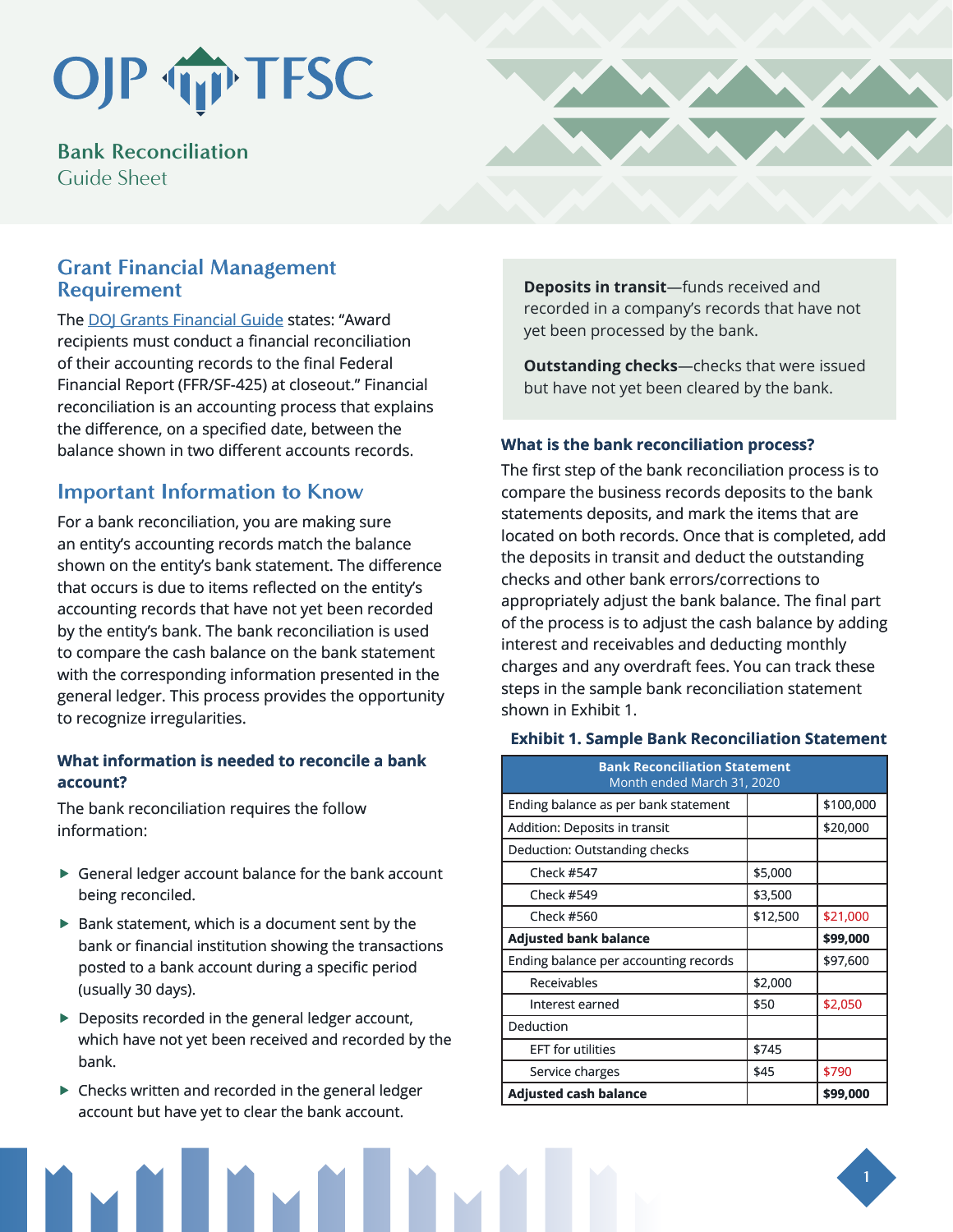# Bank Reconciliation

Guide Sheet

## Grant Financial Management Requirement

The DOJ Grants Financial Guide states: "Award recipients must conduct a financial reconciliation of their accounting records to the final Federal Financial Report (FFR/SF-425) at closeout." Financial reconciliation is an accounting process that explains the difference, on a specified date, between the balance shown in two different accounts records.

## Important Information to Know

For a bank reconciliation, you are making sure an entity's accounting records match the balance shown on the entity's bank statement. The difference that occurs is due to items reflected on the entity's accounting records that have not yet been recorded by the entity's bank. The bank reconciliation is used to compare the cash balance on the bank statement with the corresponding information presented in the general ledger. This process provides the opportunity to recognize irregularities.

### What information is needed to reconcile a bank account?

The bank reconciliation requires the follow information:

- General ledger account balance for the bank account being reconciled.
- Bank statement, which is a document sent by the bank or financial institution showing the transactions posted to a bank account during a specific period (usually 30 days).
- Deposits recorded in the general ledger account, which have not yet been received and recorded by the bank.
- Checks written and recorded in the general ledger account but have yet to clear the bank account.

**Deposits in transit**—funds received and recorded in a company's records that have not yet been processed by the bank.

**Outstanding checks**—checks that were issued but have not yet been cleared by the bank.

### What is the bank reconciliation process?

The first step of the bank reconciliation process is to compare the business records deposits to the bank statements deposits, and mark the items that are located on both records. Once that is completed, add the deposits in transit and deduct the outstanding checks and other bank errors/corrections to appropriately adjust the bank balance. The final part of the process is to adjust the cash balance by adding interest and receivables and deducting monthly charges and any overdraft fees. You can track these steps in the sample bank reconciliation statement shown in Exhibit 1.

**Exhibit 1. Sample Bank Reconciliation Statement**

| Bank Reconciliation Statement<br>Month ended March 31, 2020 | | |
|---|---|---|
| Ending balance as per bank statement | | $100,000 |
| Addition: Deposits in transit | | $20,000 |
| Deduction: Outstanding checks | | |
| Check #547 | $5,000 | |
| Check #549 | $3,500 | |
| Check #560 | $12,500 | $21,000 |
| **Adjusted bank balance** | | **$99,000** |
| Ending balance per accounting records | | $97,600 |
| Receivables | $2,000 | |
| Interest earned | $50 | $2,050 |
| Deduction | | |
| EFT for utilities | $745 | |
| Service charges | $45 | $790 |
| **Adjusted cash balance** | | **$99,000** |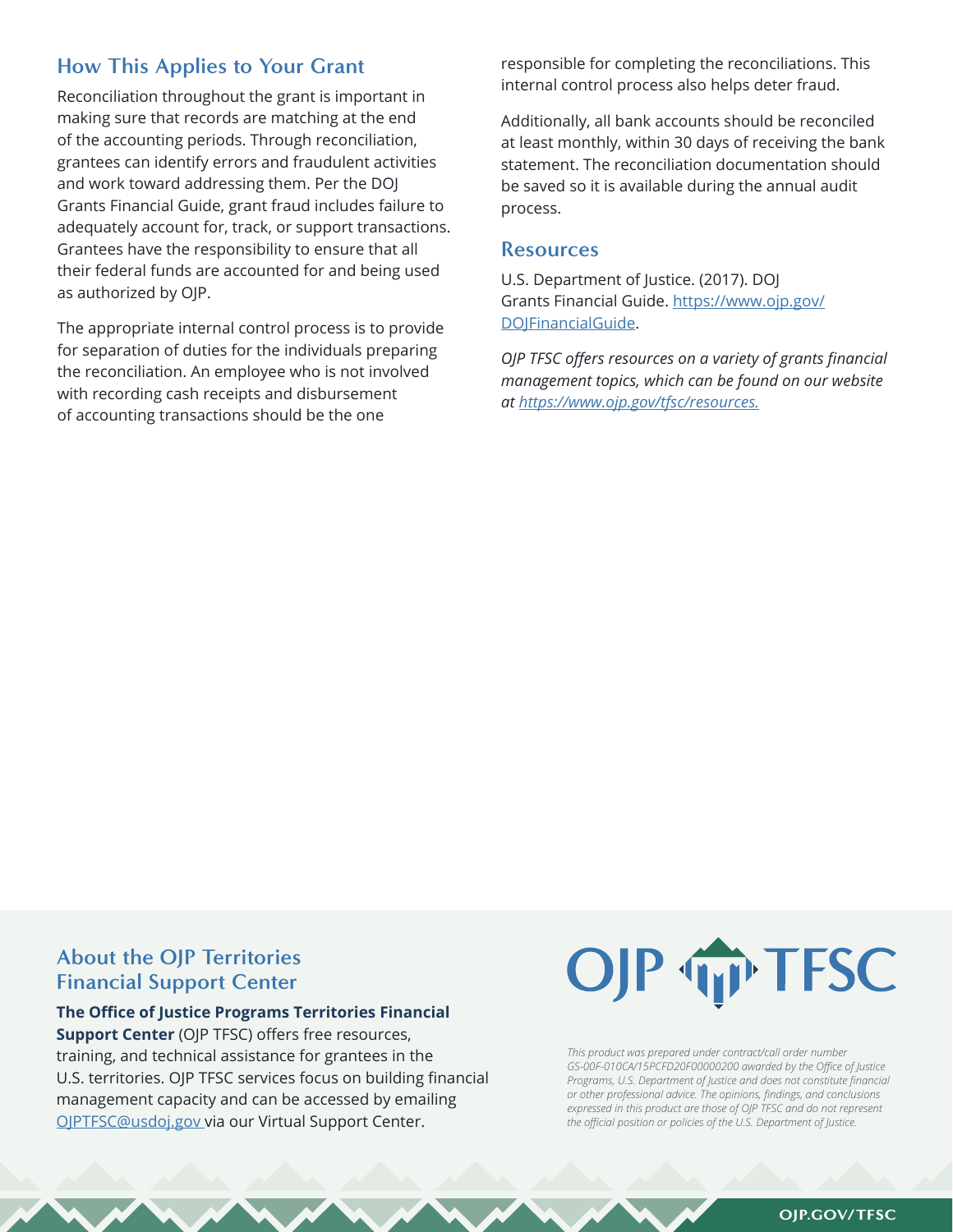## How This Applies to Your Grant

Reconciliation throughout the grant is important in making sure that records are matching at the end of the accounting periods. Through reconciliation, grantees can identify errors and fraudulent activities and work toward addressing them. Per the DOJ Grants Financial Guide, grant fraud includes failure to adequately account for, track, or support transactions. Grantees have the responsibility to ensure that all their federal funds are accounted for and being used as authorized by OJP.

The appropriate internal control process is to provide for separation of duties for the individuals preparing the reconciliation. An employee who is not involved with recording cash receipts and disbursement of accounting transactions should be the one responsible for completing the reconciliations. This internal control process also helps deter fraud.

Additionally, all bank accounts should be reconciled at least monthly, within 30 days of receiving the bank statement. The reconciliation documentation should be saved so it is available during the annual audit process.

## Resources

U.S. Department of Justice. (2017). DOJ Grants Financial Guide. https://www.ojp.gov/DOJFinancialGuide.

*OJP TFSC offers resources on a variety of grants financial management topics, which can be found on our website at https://www.ojp.gov/tfsc/resources.*

## About the OJP Territories Financial Support Center

**The Office of Justice Programs Territories Financial Support Center** (OJP TFSC) offers free resources, training, and technical assistance for grantees in the U.S. territories. OJP TFSC services focus on building financial management capacity and can be accessed by emailing OJPTFSC@usdoj.gov via our Virtual Support Center.

OJP TFSC

*This product was prepared under contract/call order number GS-00F-010CA/15PCFD20F00000200 awarded by the Office of Justice Programs, U.S. Department of Justice and does not constitute financial or other professional advice. The opinions, findings, and conclusions expressed in this product are those of OJP TFSC and do not represent the official position or policies of the U.S. Department of Justice.*

OJP.GOV/TFSC